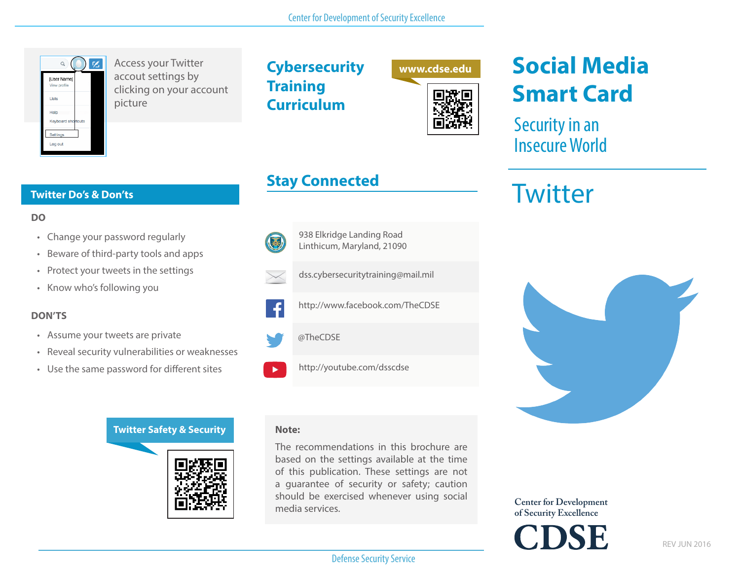# Social Media Smart Card

## Security in an Insecure World

# Twitter

Access your Twitter accout settings by clicking on your account picture

[User Name]
View profile
Lists
Help
Keyboard shortcuts
Settings
Log out

## Twitter Do's & Don'ts

**DO**

- Change your password regularly
- Beware of third-party tools and apps
- Protect your tweets in the settings
- Know who's following you

**DON'TS**

- Assume your tweets are private
- Reveal security vulnerabilities or weaknesses
- Use the same password for different sites

**Twitter Safety & Security**

## Cybersecurity Training Curriculum

www.cdse.edu

## Stay Connected

938 Elkridge Landing Road
Linthicum, Maryland, 21090

dss.cybersecuritytraining@mail.mil

http://www.facebook.com/TheCDSE

@TheCDSE

http://youtube.com/dsscdse

**Note:**

The recommendations in this brochure are based on the settings available at the time of this publication. These settings are not a guarantee of security or safety; caution should be exercised whenever using social media services.

Center for Development of Security Excellence

CDSE

REV JUN 2016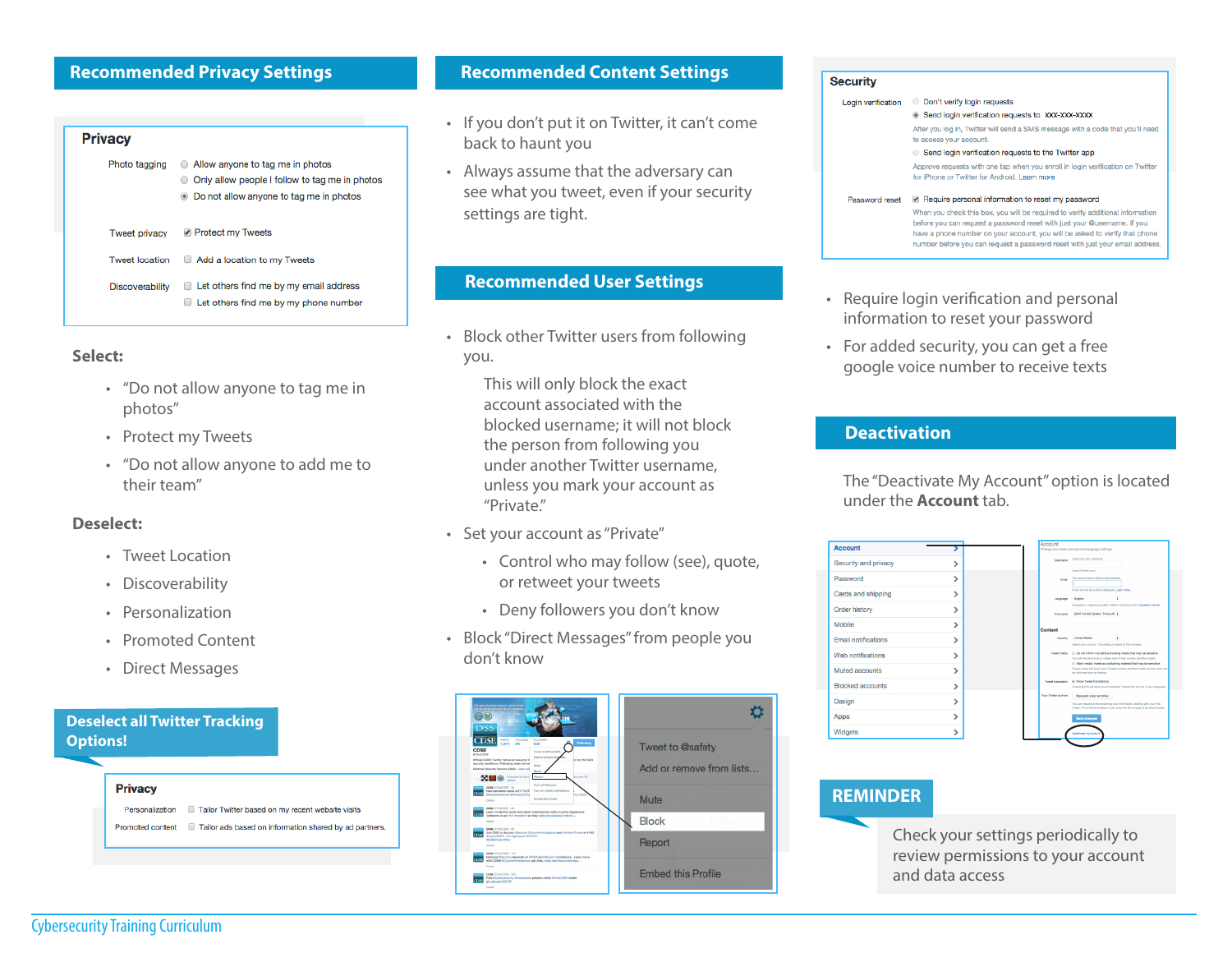## Recommended Privacy Settings

**Privacy**

Photo tagging
- Allow anyone to tag me in photos
- Only allow people I follow to tag me in photos
- Do not allow anyone to tag me in photos

Tweet privacy — Protect my Tweets

Tweet location — Add a location to my Tweets

Discoverability
- Let others find me by my email address
- Let others find me by my phone number

**Select:**

- "Do not allow anyone to tag me in photos"
- Protect my Tweets
- "Do not allow anyone to add me to their team"

**Deselect:**

- Tweet Location
- Discoverability
- Personalization
- Promoted Content
- Direct Messages

### Deselect all Twitter Tracking Options!

**Privacy**

Personalization — Tailor Twitter based on my recent website visits

Promoted content — Tailor ads based on information shared by ad partners.

## Recommended Content Settings

- If you don't put it on Twitter, it can't come back to haunt you
- Always assume that the adversary can see what you tweet, even if your security settings are tight.

## Recommended User Settings

- Block other Twitter users from following you.

  This will only block the exact account associated with the blocked username; it will not block the person from following you under another Twitter username, unless you mark your account as "Private."
- Set your account as "Private"
  - Control who may follow (see), quote, or retweet your tweets
  - Deny followers you don't know
- Block "Direct Messages" from people you don't know

Tweet to @safety
Add or remove from lists...
Mute
Block
Report
Embed this Profile

**Security**

Login verification
- Don't verify login requests
- Send login verification requests to XXX-XXX-XXXX

  After you log in, Twitter will send a SMS message with a code that you'll need to access your account.
- Send login verification requests to the Twitter app

  Approve requests with one tap when you enroll in login verification on Twitter for iPhone or Twitter for Android. Learn more

Password reset — Require personal information to reset my password

When you check this box, you will be required to verify additional information before you can request a password reset with just your @username. If you have a phone number on your account, you will be asked to verify that phone number before you can request a password reset with just your email address.

- Require login verification and personal information to reset your password
- For added security, you can get a free google voice number to receive texts

## Deactivation

The "Deactivate My Account" option is located under the **Account** tab.

Account
Security and privacy
Password
Cards and shipping
Order history
Mobile
Email notifications
Web notifications
Muted accounts
Blocked accounts
Design
Apps
Widgets

## REMINDER

Check your settings periodically to review permissions to your account and data access